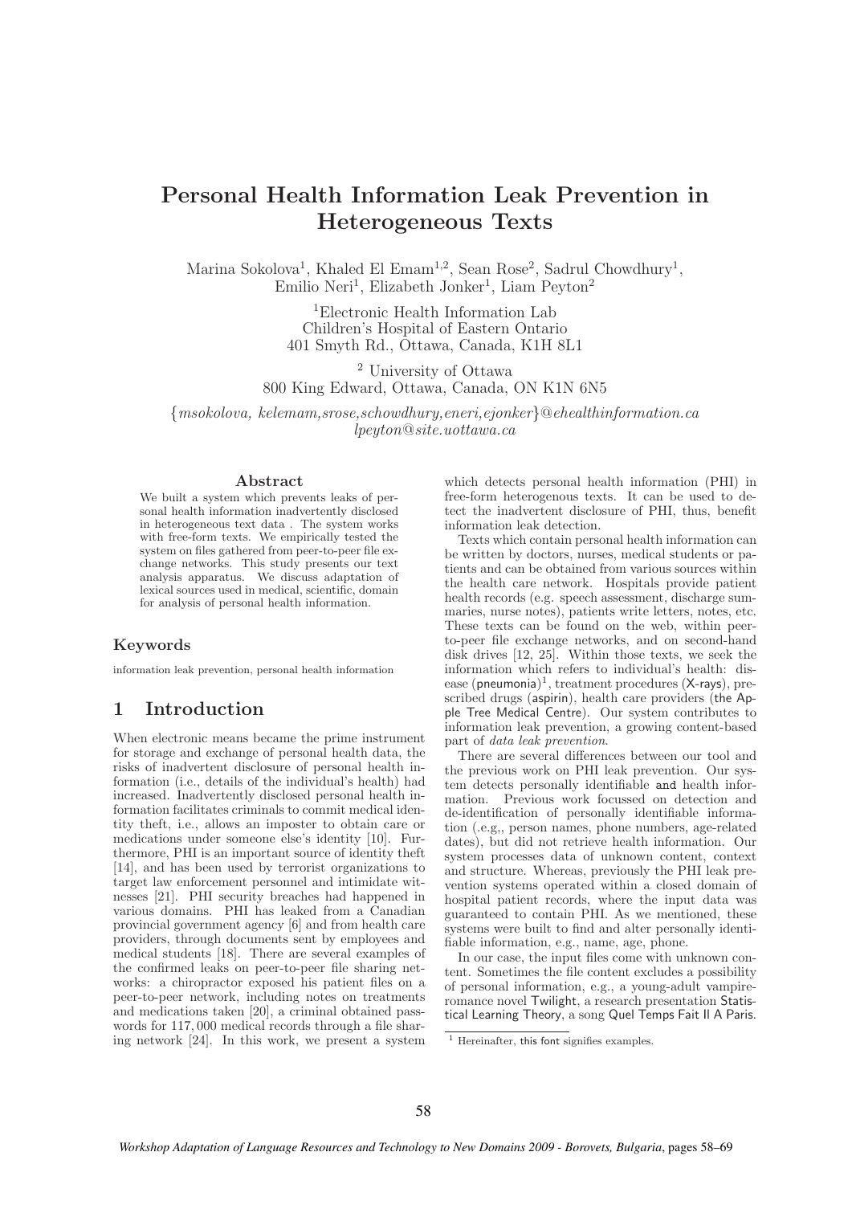# Personal Health Information Leak Prevention in Heterogeneous Texts

Marina Sokolova[1], Khaled El Emam[1,2], Sean Rose[2], Sadrul Chowdhury[1], Emilio Neri[1], Elizabeth Jonker[1], Liam Peyton[2]

[1]Electronic Health Information Lab
Children's Hospital of Eastern Ontario
401 Smyth Rd., Ottawa, Canada, K1H 8L1

[2] University of Ottawa
800 King Edward, Ottawa, Canada, ON K1N 6N5

{*msokolova, kelemam,srose,schowdhury,eneri,ejonker*}*@ehealthinformation.ca*
*lpeyton@site.uottawa.ca*

### Abstract

We built a system which prevents leaks of personal health information inadvertently disclosed in heterogeneous text data . The system works with free-form texts. We empirically tested the system on files gathered from peer-to-peer file exchange networks. This study presents our text analysis apparatus. We discuss adaptation of lexical sources used in medical, scientific, domain for analysis of personal health information.

### Keywords

information leak prevention, personal health information

## 1 Introduction

When electronic means became the prime instrument for storage and exchange of personal health data, the risks of inadvertent disclosure of personal health information (i.e., details of the individual's health) had increased. Inadvertently disclosed personal health information facilitates criminals to commit medical identity theft, i.e., allows an imposter to obtain care or medications under someone else's identity [10]. Furthermore, PHI is an important source of identity theft [14], and has been used by terrorist organizations to target law enforcement personnel and intimidate witnesses [21]. PHI security breaches had happened in various domains. PHI has leaked from a Canadian provincial government agency [6] and from health care providers, through documents sent by employees and medical students [18]. There are several examples of the confirmed leaks on peer-to-peer file sharing networks: a chiropractor exposed his patient files on a peer-to-peer network, including notes on treatments and medications taken [20], a criminal obtained passwords for 117,000 medical records through a file sharing network [24]. In this work, we present a system which detects personal health information (PHI) in free-form heterogeneous texts. It can be used to detect the inadvertent disclosure of PHI, thus, benefit information leak detection.

Texts which contain personal health information can be written by doctors, nurses, medical students or patients and can be obtained from various sources within the health care network. Hospitals provide patient health records (e.g. speech assessment, discharge summaries, nurse notes), patients write letters, notes, etc. These texts can be found on the web, within peer-to-peer file exchange networks, and on second-hand disk drives [12, 25]. Within those texts, we seek the information which refers to individual's health: disease (pneumonia)[1], treatment procedures (X-rays), prescribed drugs (aspirin), health care providers (the Apple Tree Medical Centre). Our system contributes to information leak prevention, a growing content-based part of *data leak prevention*.

There are several differences between our tool and the previous work on PHI leak prevention. Our system detects personally identifiable and health information. Previous work focussed on detection and de-identification of personally identifiable information (.e.g,, person names, phone numbers, age-related dates), but did not retrieve health information. Our system processes data of unknown content, context and structure. Whereas, previously the PHI leak prevention systems operated within a closed domain of hospital patient records, where the input data was guaranteed to contain PHI. As we mentioned, these systems were built to find and alter personally identifiable information, e.g., name, age, phone.

In our case, the input files come with unknown content. Sometimes the file content excludes a possibility of personal information, e.g., a young-adult vampire-romance novel Twilight, a research presentation Statistical Learning Theory, a song Quel Temps Fait Il A Paris.

[1] Hereinafter, this font signifies examples.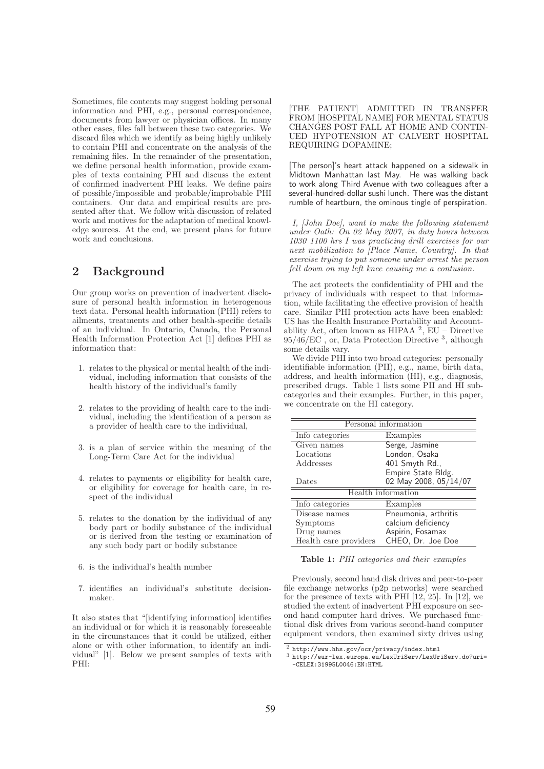Sometimes, file contents may suggest holding personal information and PHI, e.g., personal correspondence, documents from lawyer or physician offices. In many other cases, files fall between these two categories. We discard files which we identify as being highly unlikely to contain PHI and concentrate on the analysis of the remaining files. In the remainder of the presentation, we define personal health information, provide examples of texts containing PHI and discuss the extent of confirmed inadvertent PHI leaks. We define pairs of possible/impossible and probable/improbable PHI containers. Our data and empirical results are presented after that. We follow with discussion of related work and motives for the adaptation of medical knowledge sources. At the end, we present plans for future work and conclusions.

## 2 Background

Our group works on prevention of inadvertent disclosure of personal health information in heterogenous text data. Personal health information (PHI) refers to ailments, treatments and other health-specific details of an individual. In Ontario, Canada, the Personal Health Information Protection Act [1] defines PHI as information that:

1. relates to the physical or mental health of the individual, including information that consists of the health history of the individual's family
2. relates to the providing of health care to the individual, including the identification of a person as a provider of health care to the individual,
3. is a plan of service within the meaning of the Long-Term Care Act for the individual
4. relates to payments or eligibility for health care, or eligibility for coverage for health care, in respect of the individual
5. relates to the donation by the individual of any body part or bodily substance of the individual or is derived from the testing or examination of any such body part or bodily substance
6. is the individual's health number
7. identifies an individual's substitute decision-maker.

It also states that "[identifying information] identifies an individual or for which it is reasonably foreseeable in the circumstances that it could be utilized, either alone or with other information, to identify an individual" [1]. Below we present samples of texts with PHI:

[THE PATIENT] ADMITTED IN TRANSFER FROM [HOSPITAL NAME] FOR MENTAL STATUS CHANGES POST FALL AT HOME AND CONTINUED HYPOTENSION AT CALVERT HOSPITAL REQUIRING DOPAMINE;

[The person]'s heart attack happened on a sidewalk in Midtown Manhattan last May. He was walking back to work along Third Avenue with two colleagues after a several-hundred-dollar sushi lunch. There was the distant rumble of heartburn, the ominous tingle of perspiration.

*I, [John Doe], want to make the following statement under Oath: On 02 May 2007, in duty hours between 1030 1100 hrs I was practicing drill exercises for our next mobilization to [Place Name, Country]. In that exercise trying to put someone under arrest the person fell down on my left knee causing me a contusion.*

The act protects the confidentiality of PHI and the privacy of individuals with respect to that information, while facilitating the effective provision of health care. Similar PHI protection acts have been enabled: US has the Health Insurance Portability and Accountability Act, often known as HIPAA [2], EU – Directive 95/46/EC , or, Data Protection Directive [3], although some details vary.

We divide PHI into two broad categories: personally identifiable information (PII), e.g., name, birth data, address, and health information (HI), e.g., diagnosis, prescribed drugs. Table 1 lists some PII and HI subcategories and their examples. Further, in this paper, we concentrate on the HI category.

| Personal information | |
|---|---|
| Info categories | Examples |
| Given names | Serge, Jasmine |
| Locations | London, Osaka |
| Addresses | 401 Smyth Rd., Empire State Bldg. |
| Dates | 02 May 2008, 05/14/07 |
| **Health information** | |
| Info categories | Examples |
| Disease names | Pneumonia, arthritis |
| Symptoms | calcium deficiency |
| Drug names | Aspirin, Fosamax |
| Health care providers | CHEO, Dr. Joe Doe |

**Table 1:** *PHI categories and their examples*

Previously, second hand disk drives and peer-to-peer file exchange networks (p2p networks) were searched for the presence of texts with PHI [12, 25]. In [12], we studied the extent of inadvertent PHI exposure on second hand computer hard drives. We purchased functional disk drives from various second-hand computer equipment vendors, then examined sixty drives using

[2] http://www.hhs.gov/ocr/privacy/index.html

[3] http://eur-lex.europa.eu/LexUriServ/LexUriServ.do?uri=-CELEX:31995L0046:EN:HTML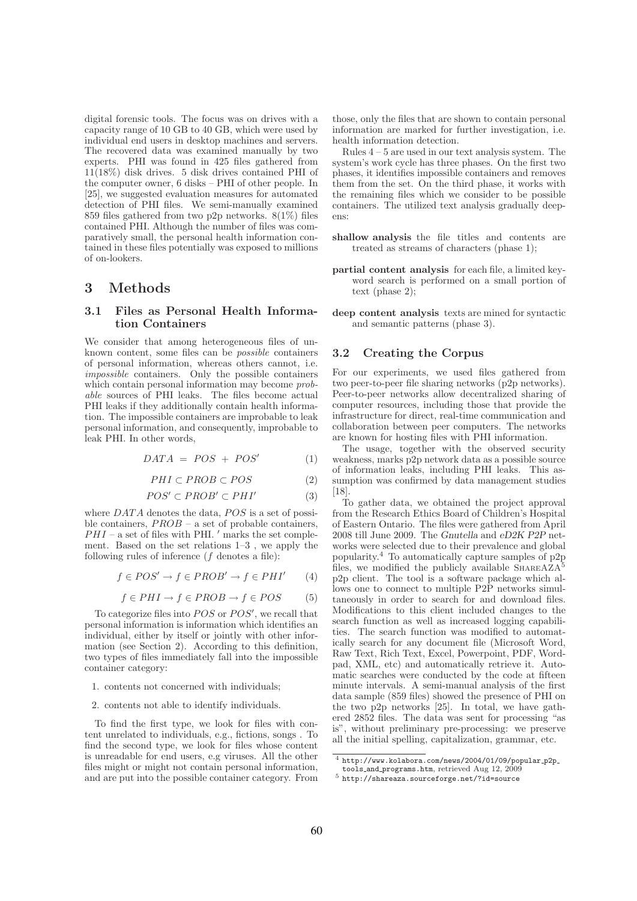digital forensic tools. The focus was on drives with a capacity range of 10 GB to 40 GB, which were used by individual end users in desktop machines and servers. The recovered data was examined manually by two experts. PHI was found in 425 files gathered from 11(18%) disk drives. 5 disk drives contained PHI of the computer owner, 6 disks – PHI of other people. In [25], we suggested evaluation measures for automated detection of PHI files. We semi-manually examined 859 files gathered from two p2p networks. 8(1%) files contained PHI. Although the number of files was comparatively small, the personal health information contained in these files potentially was exposed to millions of on-lookers.

## 3 Methods

### 3.1 Files as Personal Health Information Containers

We consider that among heterogeneous files of unknown content, some files can be *possible* containers of personal information, whereas others cannot, i.e. *impossible* containers. Only the possible containers which contain personal information may become *probable* sources of PHI leaks. The files become actual PHI leaks if they additionally contain health information. The impossible containers are improbable to leak personal information, and consequently, improbable to leak PHI. In other words,

$$DATA \ = \ POS \ + \ POS' \tag{1}$$

$$PHI \subset PROB \subset POS \tag{2}$$

$$POS' \subset PROB' \subset PHI' \tag{3}$$

where $DATA$ denotes the data, $POS$ is a set of possible containers, $PROB$ – a set of probable containers, $PHI$ – a set of files with PHI. $'$ marks the set complement. Based on the set relations 1–3 , we apply the following rules of inference ($f$ denotes a file):

$$f \in POS' \rightarrow f \in PROB' \rightarrow f \in PHI' \tag{4}$$

$$f \in PHI \rightarrow f \in PROB \rightarrow f \in POS \tag{5}$$

To categorize files into $POS$ or $POS'$, we recall that personal information is information which identifies an individual, either by itself or jointly with other information (see Section 2). According to this definition, two types of files immediately fall into the impossible container category:

1. contents not concerned with individuals;
2. contents not able to identify individuals.

To find the first type, we look for files with content unrelated to individuals, e.g., fictions, songs . To find the second type, we look for files whose content is unreadable for end users, e.g viruses. All the other files might or might not contain personal information, and are put into the possible container category. From those, only the files that are shown to contain personal information are marked for further investigation, i.e. health information detection.

Rules 4 – 5 are used in our text analysis system. The system's work cycle has three phases. On the first two phases, it identifies impossible containers and removes them from the set. On the third phase, it works with the remaining files which we consider to be possible containers. The utilized text analysis gradually deepens:

**shallow analysis** the file titles and contents are treated as streams of characters (phase 1);

**partial content analysis** for each file, a limited keyword search is performed on a small portion of text (phase 2);

**deep content analysis** texts are mined for syntactic and semantic patterns (phase 3).

### 3.2 Creating the Corpus

For our experiments, we used files gathered from two peer-to-peer file sharing networks (p2p networks). Peer-to-peer networks allow decentralized sharing of computer resources, including those that provide the infrastructure for direct, real-time communication and collaboration between peer computers. The networks are known for hosting files with PHI information.

The usage, together with the observed security weakness, marks p2p network data as a possible source of information leaks, including PHI leaks. This assumption was confirmed by data management studies [18].

To gather data, we obtained the project approval from the Research Ethics Board of Children's Hospital of Eastern Ontario. The files were gathered from April 2008 till June 2009. The *Gnutella* and *eD2K P2P* networks were selected due to their prevalence and global popularity.[4] To automatically capture samples of p2p files, we modified the publicly available SHAREAZA[5] p2p client. The tool is a software package which allows one to connect to multiple P2P networks simultaneously in order to search for and download files. Modifications to this client included changes to the search function as well as increased logging capabilities. The search function was modified to automatically search for any document file (Microsoft Word, Raw Text, Rich Text, Excel, Powerpoint, PDF, Wordpad, XML, etc) and automatically retrieve it. Automatic searches were conducted by the code at fifteen minute intervals. A semi-manual analysis of the first data sample (859 files) showed the presence of PHI on the two p2p networks [25]. In total, we have gathered 2852 files. The data was sent for processing "as is", without preliminary pre-processing: we preserve all the initial spelling, capitalization, grammar, etc.

---

[4] http://www.kolabora.com/news/2004/01/09/popular_p2p_tools_and_programs.htm, retrieved Aug 12, 2009

[5] http://shareaza.sourceforge.net/?id=source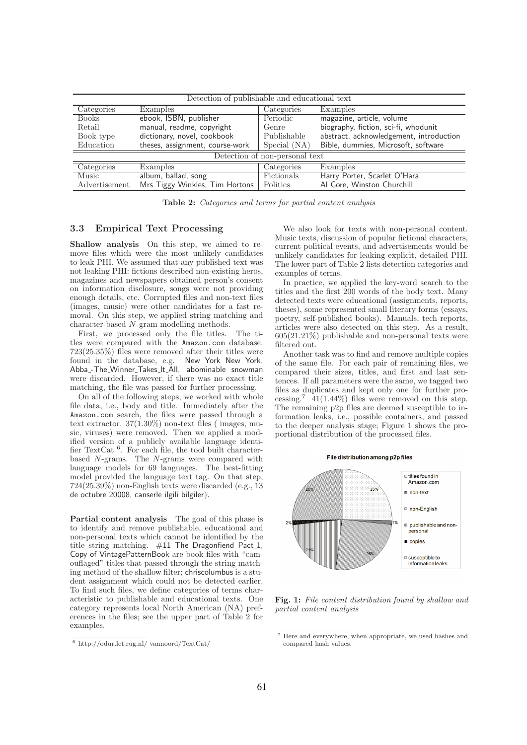| Detection of publishable and educational text | | | |
|---|---|---|---|
| Categories | Examples | Categories | Examples |
| Books | ebook, ISBN, publisher | Periodic | magazine, article, volume |
| Retail | manual, readme, copyright | Genre | biography, fiction, sci-fi, whodunit |
| Book type | dictionary, novel, cookbook | Publishable | abstract, acknowledgement, introduction |
| Education | theses, assignment, course-work | Special (NA) | Bible, dummies, Microsoft, software |
| Detection of non-personal text | | | |
| Categories | Examples | Categories | Examples |
| Music | album, ballad, song | Fictionals | Harry Porter, Scarlet O'Hara |
| Advertisement | Mrs Tiggy Winkles, Tim Hortons | Politics | Al Gore, Winston Churchill |

**Table 2:** *Categories and terms for partial content analysis*

### 3.3 Empirical Text Processing

**Shallow analysis** On this step, we aimed to remove files which were the most unlikely candidates to leak PHI. We assumed that any published text was not leaking PHI: fictions described non-existing heros, magazines and newspapers obtained person's consent on information disclosure, songs were not providing enough details, etc. Corrupted files and non-text files (images, music) were other candidates for a fast removal. On this step, we applied string matching and character-based $N$-gram modelling methods.

First, we processed only the file titles. The titles were compared with the Amazon.com database. 723(25.35%) files were removed after their titles were found in the database, e.g. New York New York, Abba_-The_Winner_Takes_It_All, abominable snowman were discarded. However, if there was no exact title matching, the file was passed for further processing.

On all of the following steps, we worked with whole file data, i.e., body and title. Immediately after the Amazon.com search, the files were passed through a text extractor. 37(1.30%) non-text files ( images, music, viruses) were removed. Then we applied a modified version of a publicly available language identifier TextCat [6]. For each file, the tool built character-based $N$-grams. The $N$-grams were compared with language models for 69 languages. The best-fitting model provided the language text tag. On that step, 724(25.39%) non-English texts were discarded (e.g., 13 de octubre 20008, canserle ilgili bilgiler).

**Partial content analysis** The goal of this phase is to identify and remove publishable, educational and non-personal texts which cannot be identified by the title string matching. #11 The Dragonfiend Pact_1, Copy of VintagePatternBook are book files with "camouflaged" titles that passed through the string matching method of the shallow filter; chriscolumbus is a student assignment which could not be detected earlier. To find such files, we define categories of terms characteristic to publishable and educational texts. One category represents local North American (NA) preferences in the files; see the upper part of Table 2 for examples.

We also look for texts with non-personal content. Music texts, discussion of popular fictional characters, current political events, and advertisements would be unlikely candidates for leaking explicit, detailed PHI. The lower part of Table 2 lists detection categories and examples of terms.

In practice, we applied the key-word search to the titles and the first 200 words of the body text. Many detected texts were educational (assignments, reports, theses), some represented small literary forms (essays, poetry, self-published books). Manuals, tech reports, articles were also detected on this step. As a result, 605(21.21%) publishable and non-personal texts were filtered out.

Another task was to find and remove multiple copies of the same file. For each pair of remaining files, we compared their sizes, titles, and first and last sentences. If all parameters were the same, we tagged two files as duplicates and kept only one for further processing.[7] 41(1.44%) files were removed on this step. The remaining p2p files are deemed susceptible to information leaks, i.e., possible containers, and passed to the deeper analysis stage; Figure 1 shows the proportional distribution of the processed files.

File distribution among p2p files

**Fig. 1:** *File content distribution found by shallow and partial content analysis*

[6] http://odur.let.rug.nl/ vannoord/TextCat/

[7] Here and everywhere, when appropriate, we used hashes and compared hash values.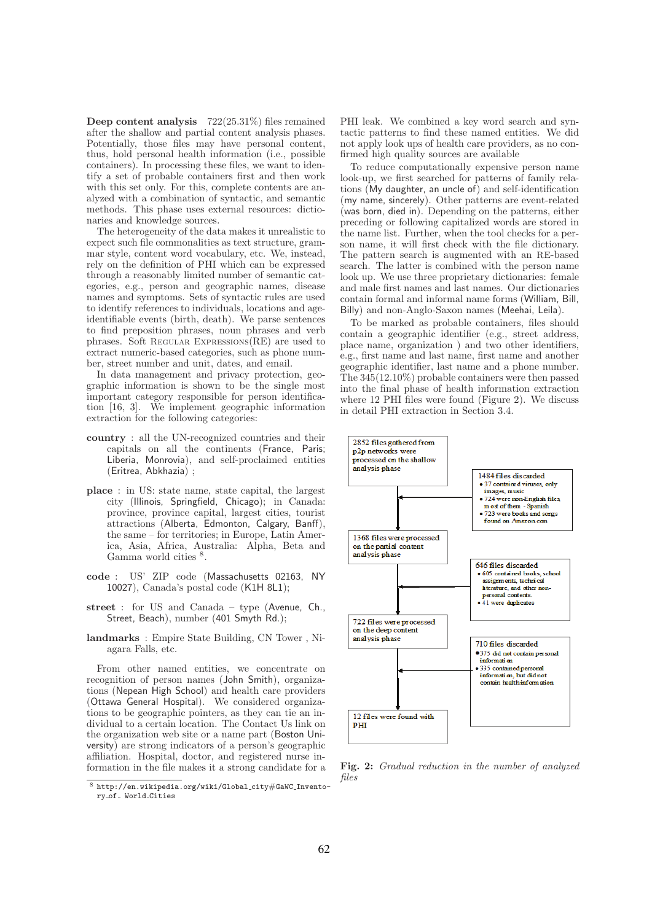**Deep content analysis** 722(25.31%) files remained after the shallow and partial content analysis phases. Potentially, those files may have personal content, thus, hold personal health information (i.e., possible containers). In processing these files, we want to identify a set of probable containers first and then work with this set only. For this, complete contents are analyzed with a combination of syntactic, and semantic methods. This phase uses external resources: dictionaries and knowledge sources.

The heterogeneity of the data makes it unrealistic to expect such file commonalities as text structure, grammar style, content word vocabulary, etc. We, instead, rely on the definition of PHI which can be expressed through a reasonably limited number of semantic categories, e.g., person and geographic names, disease names and symptoms. Sets of syntactic rules are used to identify references to individuals, locations and age-identifiable events (birth, death). We parse sentences to find preposition phrases, noun phrases and verb phrases. Soft Regular Expressions(RE) are used to extract numeric-based categories, such as phone number, street number and unit, dates, and email.

In data management and privacy protection, geographic information is shown to be the single most important category responsible for person identification [16, 3]. We implement geographic information extraction for the following categories:

**country** : all the UN-recognized countries and their capitals on all the continents (France, Paris; Liberia, Monrovia), and self-proclaimed entities (Eritrea, Abkhazia) ;

**place** : in US: state name, state capital, the largest city (Illinois, Springfield, Chicago); in Canada: province, province capital, largest cities, tourist attractions (Alberta, Edmonton, Calgary, Banff), the same – for territories; in Europe, Latin America, Asia, Africa, Australia: Alpha, Beta and Gamma world cities [8].

**code** : US' ZIP code (Massachusetts 02163, NY 10027), Canada's postal code (K1H 8L1);

**street** : for US and Canada – type (Avenue, Ch., Street, Beach), number (401 Smyth Rd.);

**landmarks** : Empire State Building, CN Tower , Niagara Falls, etc.

From other named entities, we concentrate on recognition of person names (John Smith), organizations (Nepean High School) and health care providers (Ottawa General Hospital). We considered organizations to be geographic pointers, as they can tie an individual to a certain location. The Contact Us link on the organization web site or a name part (Boston University) are strong indicators of a person's geographic affiliation. Hospital, doctor, and registered nurse information in the file makes it a strong candidate for a PHI leak. We combined a key word search and syntactic patterns to find these named entities. We did not apply look ups of health care providers, as no confirmed high quality sources are available

To reduce computationally expensive person name look-up, we first searched for patterns of family relations (My daughter, an uncle of) and self-identification (my name, sincerely). Other patterns are event-related (was born, died in). Depending on the patterns, either preceding or following capitalized words are stored in the name list. Further, when the tool checks for a person name, it will first check with the file dictionary. The pattern search is augmented with an RE-based search. The latter is combined with the person name look up. We use three proprietary dictionaries: female and male first names and last names. Our dictionaries contain formal and informal name forms (William, Bill, Billy) and non-Anglo-Saxon names (Meehai, Leila).

To be marked as probable containers, files should contain a geographic identifier (e.g., street address, place name, organization ) and two other identifiers, e.g., first name and last name, first name and another geographic identifier, last name and a phone number. The 345(12.10%) probable containers were then passed into the final phase of health information extraction where 12 PHI files were found (Figure 2). We discuss in detail PHI extraction in Section 3.4.

2852 files gathered from p2p networks were processed on the shallow analysis phase

1484 files discarded
- 37 contained viruses, only images, music
- 724 were non-English files, most of them - Spanish
- 723 were books and songs found on Amazon.com

1368 files were processed on the partial content analysis phase

646 files discarded
- 605 contained books, school assignments, technical literature, and other non-personal contents.
- 41 were duplicates

722 files were processed on the deep content analysis phase

710 files discarded
- 375 did not contain personal information
- 335 contained personal information, but did not contain health information

12 files were found with PHI

**Fig. 2:** *Gradual reduction in the number of analyzed files*

[8] http://en.wikipedia.org/wiki/Global_city#GaWC_Inventory_of_World_Cities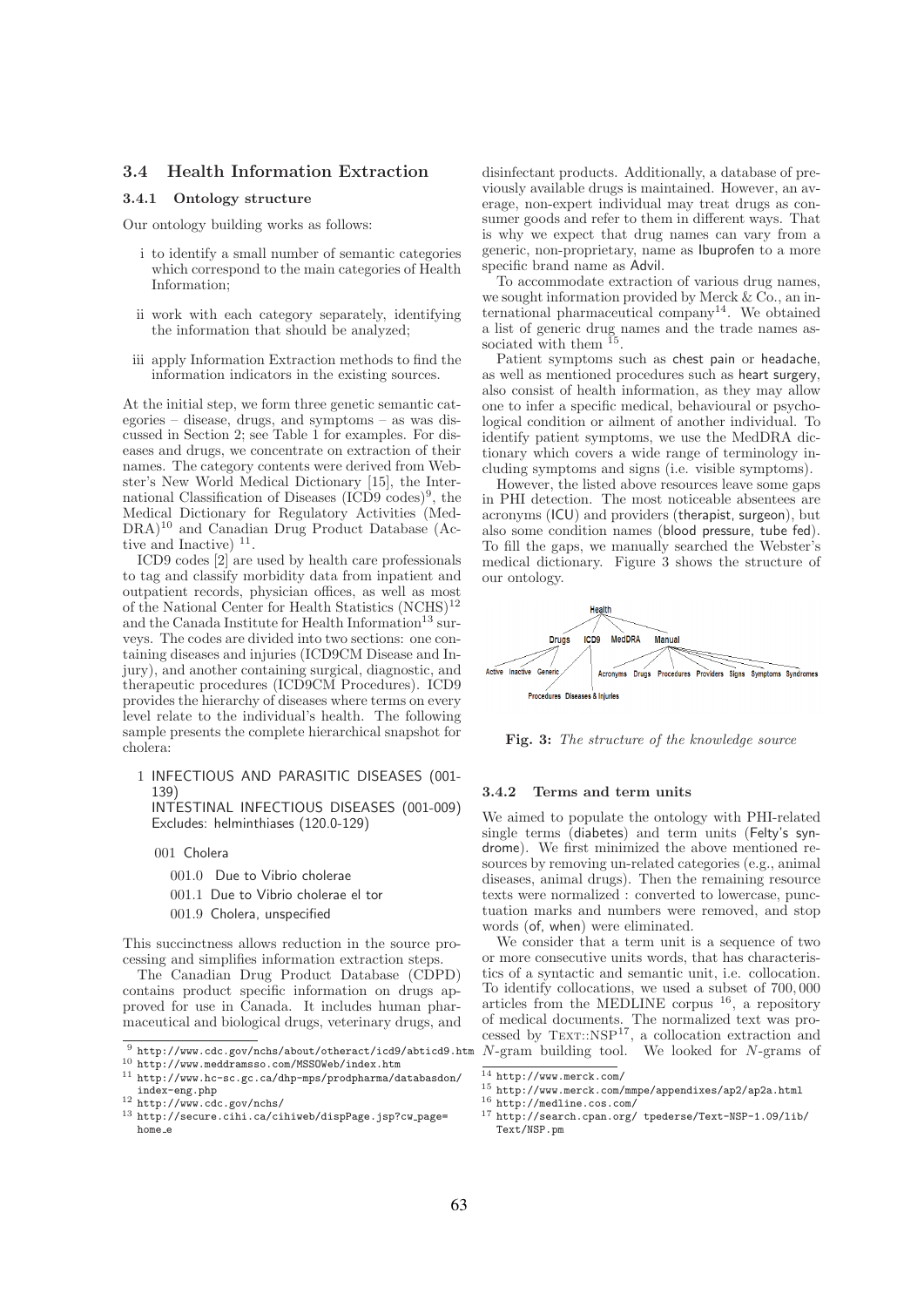### 3.4 Health Information Extraction

#### 3.4.1 Ontology structure

Our ontology building works as follows:

i to identify a small number of semantic categories which correspond to the main categories of Health Information;

ii work with each category separately, identifying the information that should be analyzed;

iii apply Information Extraction methods to find the information indicators in the existing sources.

At the initial step, we form three genetic semantic categories – disease, drugs, and symptoms – as was discussed in Section 2; see Table 1 for examples. For diseases and drugs, we concentrate on extraction of their names. The category contents were derived from Webster's New World Medical Dictionary [15], the International Classification of Diseases (ICD9 codes)[9], the Medical Dictionary for Regulatory Activities (MedDRA)[10] and Canadian Drug Product Database (Active and Inactive) [11].

ICD9 codes [2] are used by health care professionals to tag and classify morbidity data from inpatient and outpatient records, physician offices, as well as most of the National Center for Health Statistics (NCHS)[12] and the Canada Institute for Health Information[13] surveys. The codes are divided into two sections: one containing diseases and injuries (ICD9CM Disease and Injury), and another containing surgical, diagnostic, and therapeutic procedures (ICD9CM Procedures). ICD9 provides the hierarchy of diseases where terms on every level relate to the individual's health. The following sample presents the complete hierarchical snapshot for cholera:

1 INFECTIOUS AND PARASITIC DISEASES (001-139)
INTESTINAL INFECTIOUS DISEASES (001-009)
Excludes: helminthiases (120.0-129)

001 Cholera

001.0 Due to Vibrio cholerae

001.1 Due to Vibrio cholerae el tor

001.9 Cholera, unspecified

This succinctness allows reduction in the source processing and simplifies information extraction steps.

The Canadian Drug Product Database (CDPD) contains product specific information on drugs approved for use in Canada. It includes human pharmaceutical and biological drugs, veterinary drugs, and disinfectant products. Additionally, a database of previously available drugs is maintained. However, an average, non-expert individual may treat drugs as consumer goods and refer to them in different ways. That is why we expect that drug names can vary from a generic, non-proprietary, name as Ibuprofen to a more specific brand name as Advil.

To accommodate extraction of various drug names, we sought information provided by Merck & Co., an international pharmaceutical company[14]. We obtained a list of generic drug names and the trade names associated with them [15].

Patient symptoms such as chest pain or headache, as well as mentioned procedures such as heart surgery, also consist of health information, as they may allow one to infer a specific medical, behavioural or psychological condition or ailment of another individual. To identify patient symptoms, we use the MedDRA dictionary which covers a wide range of terminology including symptoms and signs (i.e. visible symptoms).

However, the listed above resources leave some gaps in PHI detection. The most noticeable absentees are acronyms (ICU) and providers (therapist, surgeon), but also some condition names (blood pressure, tube fed). To fill the gaps, we manually searched the Webster's medical dictionary. Figure 3 shows the structure of our ontology.

**Fig. 3:** *The structure of the knowledge source*

#### 3.4.2 Terms and term units

We aimed to populate the ontology with PHI-related single terms (diabetes) and term units (Felty's syndrome). We first minimized the above mentioned resources by removing un-related categories (e.g., animal diseases, animal drugs). Then the remaining resource texts were normalized : converted to lowercase, punctuation marks and numbers were removed, and stop words (of, when) were eliminated.

We consider that a term unit is a sequence of two or more consecutive units words, that has characteristics of a syntactic and semantic unit, i.e. collocation. To identify collocations, we used a subset of 700,000 articles from the MEDLINE corpus [16], a repository of medical documents. The normalized text was processed by TEXT::NSP[17], a collocation extraction and $N$-gram building tool. We looked for $N$-grams of

[9] http://www.cdc.gov/nchs/about/otheract/icd9/abticd9.htm

[10] http://www.meddramsso.com/MSSOWeb/index.htm

[11] http://www.hc-sc.gc.ca/dhp-mps/prodpharma/databasdon/index-eng.php

[12] http://www.cdc.gov/nchs/

[13] http://secure.cihi.ca/cihiweb/dispPage.jsp?cw_page=home_e

[14] http://www.merck.com/

[15] http://www.merck.com/mmpe/appendixes/ap2/ap2a.html

[16] http://medline.cos.com/

[17] http://search.cpan.org/ tpederse/Text-NSP-1.09/lib/Text/NSP.pm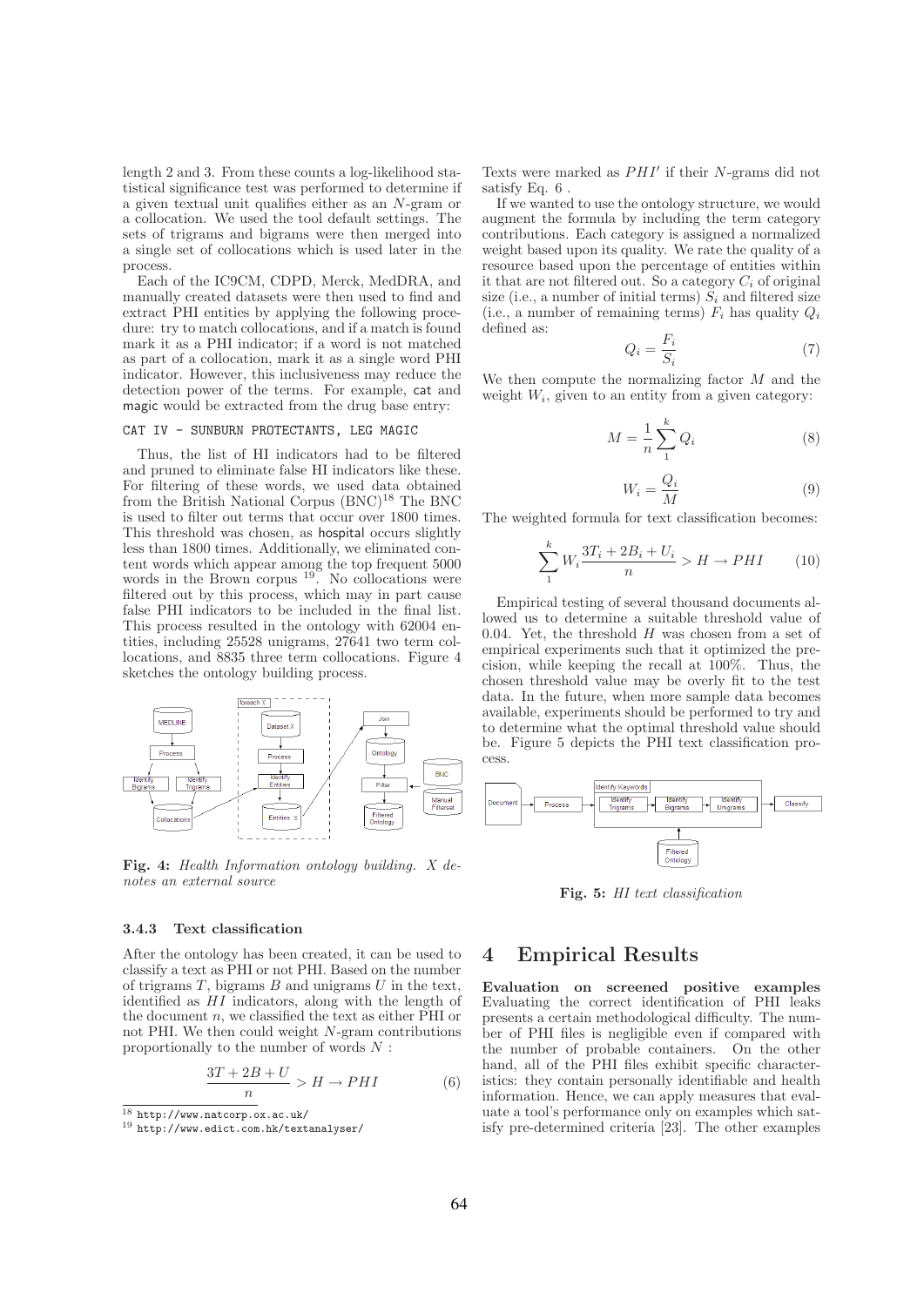length 2 and 3. From these counts a log-likelihood statistical significance test was performed to determine if a given textual unit qualifies either as an $N$-gram or a collocation. We used the tool default settings. The sets of trigrams and bigrams were then merged into a single set of collocations which is used later in the process.

Each of the IC9CM, CDPD, Merck, MedDRA, and manually created datasets were then used to find and extract PHI entities by applying the following procedure: try to match collocations, and if a match is found mark it as a PHI indicator; if a word is not matched as part of a collocation, mark it as a single word PHI indicator. However, this inclusiveness may reduce the detection power of the terms. For example, `cat` and `magic` would be extracted from the drug base entry:

```
CAT IV - SUNBURN PROTECTANTS, LEG MAGIC
```

Thus, the list of HI indicators had to be filtered and pruned to eliminate false HI indicators like these. For filtering of these words, we used data obtained from the British National Corpus (BNC)[18] The BNC is used to filter out terms that occur over 1800 times. This threshold was chosen, as `hospital` occurs slightly less than 1800 times. Additionally, we eliminated content words which appear among the top frequent 5000 words in the Brown corpus [19]. No collocations were filtered out by this process, which may in part cause false PHI indicators to be included in the final list. This process resulted in the ontology with 62004 entities, including 25528 unigrams, 27641 two term collocations, and 8835 three term collocations. Figure 4 sketches the ontology building process.

**Fig. 4:** *Health Information ontology building. X denotes an external source*

### 3.4.3 Text classification

After the ontology has been created, it can be used to classify a text as PHI or not PHI. Based on the number of trigrams $T$, bigrams $B$ and unigrams $U$ in the text, identified as $HI$ indicators, along with the length of the document $n$, we classified the text as either PHI or not PHI. We then could weight $N$-gram contributions proportionally to the number of words $N$ :

$$\frac{3T + 2B + U}{n} > H \rightarrow PHI \qquad (6)$$

Texts were marked as $PHI'$ if their $N$-grams did not satisfy Eq. 6 .

If we wanted to use the ontology structure, we would augment the formula by including the term category contributions. Each category is assigned a normalized weight based upon its quality. We rate the quality of a resource based upon the percentage of entities within it that are not filtered out. So a category $C_i$ of original size (i.e., a number of initial terms) $S_i$ and filtered size (i.e., a number of remaining terms) $F_i$ has quality $Q_i$ defined as:

$$Q_i = \frac{F_i}{S_i} \qquad (7)$$

We then compute the normalizing factor $M$ and the weight $W_i$, given to an entity from a given category:

$$M = \frac{1}{n}\sum_{1}^{k} Q_i \qquad (8)$$

$$W_i = \frac{Q_i}{M} \qquad (9)$$

The weighted formula for text classification becomes:

$$\sum_{1}^{k} W_i \frac{3T_i + 2B_i + U_i}{n} > H \rightarrow PHI \qquad (10)$$

Empirical testing of several thousand documents allowed us to determine a suitable threshold value of 0.04. Yet, the threshold $H$ was chosen from a set of empirical experiments such that it optimized the precision, while keeping the recall at 100%. Thus, the chosen threshold value may be overly fit to the test data. In the future, when more sample data becomes available, experiments should be performed to try and to determine what the optimal threshold value should be. Figure 5 depicts the PHI text classification process.

**Fig. 5:** *HI text classification*

## 4 Empirical Results

**Evaluation on screened positive examples** Evaluating the correct identification of PHI leaks presents a certain methodological difficulty. The number of PHI files is negligible even if compared with the number of probable containers. On the other hand, all of the PHI files exhibit specific characteristics: they contain personally identifiable and health information. Hence, we can apply measures that evaluate a tool's performance only on examples which satisfy pre-determined criteria [23]. The other examples

[18] http://www.natcorp.ox.ac.uk/

[19] http://www.edict.com.hk/textanalyser/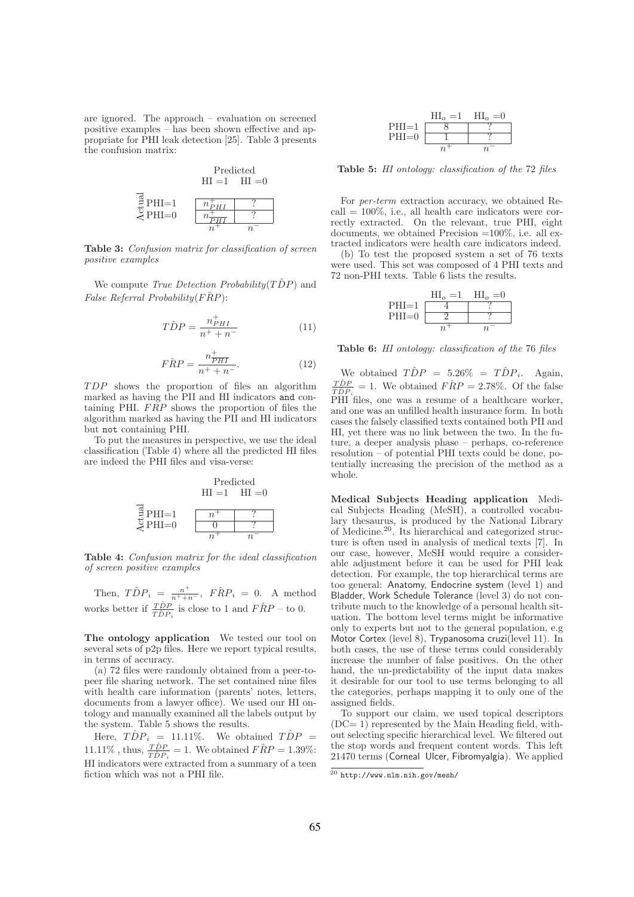are ignored. The approach – evaluation on screened positive examples – has been shown effective and appropriate for PHI leak detection [25]. Table 3 presents the confusion matrix:

| | Predicted HI =1 | Predicted HI =0 |
|---|---|---|
| Actual PHI=1 | $n^+_{PHI}$ | ? |
| Actual PHI=0 | $n^+_{\overline{PHI}}$ | ? |
| | $n^+$ | $n^-$ |

**Table 3:** *Confusion matrix for classification of screen positive examples*

We compute *True Detection Probability*($T\hat{D}P$) and *False Referral Probability*($F\hat{R}P$):

$$T\hat{D}P = \frac{n^+_{PHI}}{n^+ + n^-} \tag{11}$$

$$F\hat{R}P = \frac{n^+_{\overline{PHI}}}{n^+ + n^-}. \tag{12}$$

$TDP$ shows the proportion of files an algorithm marked as having the PII and HI indicators and containing PHI. $FRP$ shows the proportion of files the algorithm marked as having the PII and HI indicators but not containing PHI.

To put the measures in perspective, we use the ideal classification (Table 4) where all the predicted HI files are indeed the PHI files and visa-verse:

| | Predicted HI =1 | Predicted HI =0 |
|---|---|---|
| Actual PHI=1 | $n^+$ | ? |
| Actual PHI=0 | 0 | ? |
| | $n^+$ | $n^-$ |

**Table 4:** *Confusion matrix for the ideal classification of screen positive examples*

Then, $T\hat{D}P_i = \frac{n^+}{n^+ + n^-}$, $F\hat{R}P_i = 0$. A method works better if $\frac{T\hat{D}P}{T\hat{D}P_i}$ is close to 1 and $F\hat{R}P$ – to 0.

**The ontology application** We tested our tool on several sets of p2p files. Here we report typical results, in terms of accuracy.

(a) 72 files were randomly obtained from a peer-to-peer file sharing network. The set contained nine files with health care information (parents' notes, letters, documents from a lawyer office). We used our HI ontology and manually examined all the labels output by the system. Table 5 shows the results.

Here, $T\hat{D}P_i$ = 11.11%. We obtained $T\hat{D}P$ = 11.11% , thus, $\frac{T\hat{D}P}{T\hat{D}P_i} = 1$. We obtained $F\hat{R}P$ = 1.39%: HI indicators were extracted from a summary of a teen fiction which was not a PHI file.

| | $HI_o$ =1 | $HI_o$ =0 |
|---|---|---|
| PHI=1 | 8 | ? |
| PHI=0 | 1 | ? |
| | $n^+$ | $n^-$ |

**Table 5:** *HI ontology: classification of the 72 files*

For *per-term* extraction accuracy, we obtained Recall = 100%, i.e., all health care indicators were correctly extracted. On the relevant, true PHI, eight documents, we obtained Precision =100%, i.e. all extracted indicators were health care indicators indeed.

(b) To test the proposed system a set of 76 texts were used. This set was composed of 4 PHI texts and 72 non-PHI texts. Table 6 lists the results.

| | $HI_o$ =1 | $HI_o$ =0 |
|---|---|---|
| PHI=1 | 4 | ? |
| PHI=0 | 2 | ? |
| | $n^+$ | $n^-$ |

**Table 6:** *HI ontology: classification of the 76 files*

We obtained $T\hat{D}P$ = 5.26% = $T\hat{D}P_i$. Again, $\frac{T\hat{D}P}{T\hat{D}P_i} = 1$. We obtained $F\hat{R}P$ = 2.78%. Of the false PHI files, one was a resume of a healthcare worker, and one was an unfilled health insurance form. In both cases the falsely classified texts contained both PII and HI, yet there was no link between the two. In the future, a deeper analysis phase – perhaps, co-reference resolution – of potential PHI texts could be done, potentially increasing the precision of the method as a whole.

**Medical Subjects Heading application** Medical Subjects Heading (MeSH), a controlled vocabulary thesaurus, is produced by the National Library of Medicine.[20]. Its hierarchical and categorized structure is often used in analysis of medical texts [7]. In our case, however, MeSH would require a considerable adjustment before it can be used for PHI leak detection. For example, the top hierarchical terms are too general: Anatomy, Endocrine system (level 1) and Bladder, Work Schedule Tolerance (level 3) do not contribute much to the knowledge of a personal health situation. The bottom level terms might be informative only to experts but not to the general population, e.g Motor Cortex (level 8), Trypanosoma cruzi(level 11). In both cases, the use of these terms could considerably increase the number of false positives. On the other hand, the un-predictability of the input data makes it desirable for our tool to use terms belonging to all the categories, perhaps mapping it to only one of the assigned fields.

To support our claim, we used topical descriptors (DC= 1) represented by the Main Heading field, without selecting specific hierarchical level. We filtered out the stop words and frequent content words. This left 21470 terms (Corneal Ulcer, Fibromyalgia). We applied

[20] http://www.nlm.nih.gov/mesh/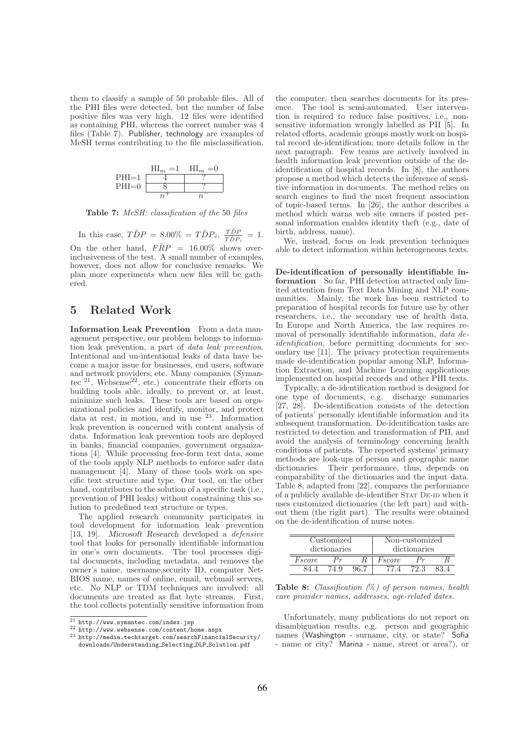them to classify a sample of 50 probable files. All of the PHI files were detected, but the number of false positive files was very high. 12 files were identified as containing PHI, whereas the correct number was 4 files (Table 7). Publisher, technology are examples of MeSH terms contributing to the file misclassification.

| | $HI_m = 1$ | $HI_m = 0$ |
|---|---|---|
| PHI=1 | 4 | ? |
| PHI=0 | 8 | ? |
| | $n^+$ | $n^-$ |

**Table 7:** *MeSH: classification of the 50 files*

In this case, $\hat{TDP} = 8.00\% = \hat{TDP}_i$, $\frac{\hat{TDP}}{\hat{TDP}_i} = 1$. On the other hand, $\hat{FRP} = 16.00\%$ shows over-inclusiveness of the test. A small number of examples, however, does not allow for conclusive remarks. We plan more experiments when new files will be gathered.

## 5 Related Work

**Information Leak Prevention** From a data management perspective, our problem belongs to information leak prevention, a part of *data leak prevention.* Intentional and un-intentional leaks of data have become a major issue for businesses, end users, software and network providers, etc. Many companies (*Symantec* [21], *Websense*[22], etc.) concentrate their efforts on building tools able, ideally, to prevent or, at least, minimize such leaks. These tools are based on organizational policies and identify, monitor, and protect data at rest, in motion, and in use [23]. Information leak prevention is concerned with content analysis of data. Information leak prevention tools are deployed in banks, financial companies, government organizations [4]. While processing free-form text data, some of the tools apply NLP methods to enforce safer data management [4]. Many of those tools work on specific text structure and type. Our tool, on the other hand, contributes to the solution of a specific task (i.e., prevention of PHI leaks) without constraining this solution to predefined text structure or types.

The applied research community participates in tool development for information leak prevention [13, 19]. *Microsoft Research* developed a *defensive* tool that looks for personally identifiable information in one's own documents. The tool processes digital documents, including metadata, and removes the owner's name, username,security ID, computer NetBIOS name, names of online, email, webmail servers, etc. No NLP or TDM techniques are involved: all documents are treated as flat byte streams. First, the tool collects potentially sensitive information from the computer, then searches documents for its presence. The tool is semi-automated. User intervention is required to reduce false positives, i.e., non-sensitive information wrongly labelled as PII [5]. In related efforts, academic groups mostly work on hospital record de-identification; more details follow in the next paragraph. Few teams are actively involved in health information leak prevention outside of the de-identification of hospital records. In [8], the authors propose a method which detects the inference of sensitive information in documents. The method relies on search engines to find the most frequent association of topic-based terms. In [26], the author describes a method which warns web site owners if posted personal information enables identity theft (e.g., date of birth, address, name).

We, instead, focus on leak prevention techniques able to detect information within heterogeneous texts.

**De-identification of personally identifiable information** So far, PHI detection attracted only limited attention from Text Data Mining and NLP communities. Mainly, the work has been restricted to preparation of hospital records for future use by other researchers, i.e., the secondary use of health data. In Europe and North America, the law requires removal of personally identifiable information, *data de-identification*, before permitting documents for secondary use [11]. The privacy protection requirements made de-identification popular among NLP, Information Extraction, and Machine Learning applications implemented on hospital records and other PHI texts.

Typically, a de-identification method is designed for one type of documents, e.g. discharge summaries [27, 28]. De-identification consists of the detection of patients' personally identifiable information and its subsequent transformation. De-identification tasks are restricted to detection and transformation of PII, and avoid the analysis of terminology concerning health conditions of patients. The reported systems' primary methods are look-ups of person and geographic name dictionaries. Their performance, thus, depends on comparability of the dictionaries and the input data. Table 8, adapted from [22], compares the performance of a publicly available de-identifier Stat De-id when it uses customized dictionaries (the left part) and without them (the right part). The results were obtained on the de-identification of nurse notes.

| Customized dictionaries | | | Non-customized dictionaries | | |
|---|---|---|---|---|---|
| *Fscore* | *Pr* | *R* | *Fscore* | *Pr* | *R* |
| 84.4 | 74.9 | 96.7 | 77.4 | 72.3 | 83.4 |

**Table 8:** *Classification (%) of person names, health care provider names, addresses, age-related dates.*

Unfortunately, many publications do not report on disambiguation results, e.g. person and geographic names (Washington - surname, city, or state? Sofia - name or city? Marina - name, street or area?), or

[21] http://www.symantec.com/index.jsp

[22] http://www.websense.com/content/home.aspx

[23] http://media.techtarget.com/searchFinancialSecurity/downloads/Understanding_Selecting_DLP_Solution.pdf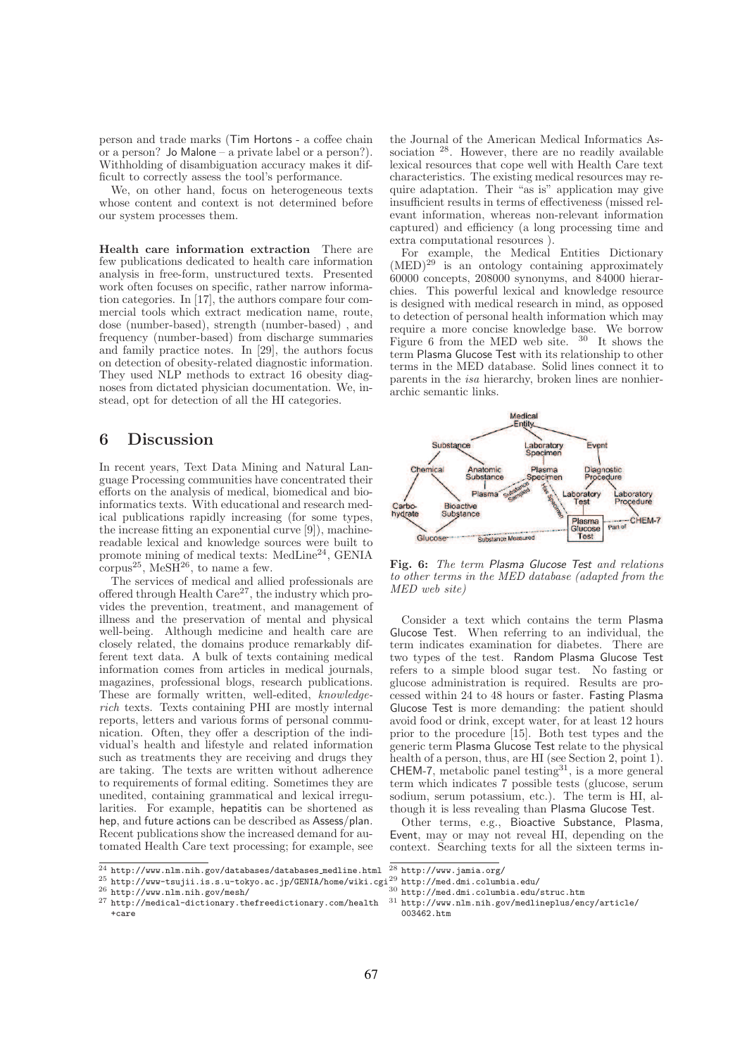person and trade marks (Tim Hortons - a coffee chain or a person? Jo Malone – a private label or a person?). Withholding of disambiguation accuracy makes it difficult to correctly assess the tool's performance.

We, on other hand, focus on heterogeneous texts whose content and context is not determined before our system processes them.

**Health care information extraction** There are few publications dedicated to health care information analysis in free-form, unstructured texts. Presented work often focuses on specific, rather narrow information categories. In [17], the authors compare four commercial tools which extract medication name, route, dose (number-based), strength (number-based) , and frequency (number-based) from discharge summaries and family practice notes. In [29], the authors focus on detection of obesity-related diagnostic information. They used NLP methods to extract 16 obesity diagnoses from dictated physician documentation. We, instead, opt for detection of all the HI categories.

## 6 Discussion

In recent years, Text Data Mining and Natural Language Processing communities have concentrated their efforts on the analysis of medical, biomedical and bioinformatics texts. With educational and research medical publications rapidly increasing (for some types, the increase fitting an exponential curve [9]), machine-readable lexical and knowledge sources were built to promote mining of medical texts: MedLine[24], GENIA corpus[25], MeSH[26], to name a few.

The services of medical and allied professionals are offered through Health Care[27], the industry which provides the prevention, treatment, and management of illness and the preservation of mental and physical well-being. Although medicine and health care are closely related, the domains produce remarkably different text data. A bulk of texts containing medical information comes from articles in medical journals, magazines, professional blogs, research publications. These are formally written, well-edited, *knowledge-rich* texts. Texts containing PHI are mostly internal reports, letters and various forms of personal communication. Often, they offer a description of the individual's health and lifestyle and related information such as treatments they are receiving and drugs they are taking. The texts are written without adherence to requirements of formal editing. Sometimes they are unedited, containing grammatical and lexical irregularities. For example, hepatitis can be shortened as hep, and future actions can be described as Assess/plan. Recent publications show the increased demand for automated Health Care text processing; for example, see the Journal of the American Medical Informatics Association [28]. However, there are no readily available lexical resources that cope well with Health Care text characteristics. The existing medical resources may require adaptation. Their "as is" application may give insufficient results in terms of effectiveness (missed relevant information, whereas non-relevant information captured) and efficiency (a long processing time and extra computational resources ).

For example, the Medical Entities Dictionary (MED)[29] is an ontology containing approximately 60000 concepts, 208000 synonyms, and 84000 hierarchies. This powerful lexical and knowledge resource is designed with medical research in mind, as opposed to detection of personal health information which may require a more concise knowledge base. We borrow Figure 6 from the MED web site. [30] It shows the term Plasma Glucose Test with its relationship to other terms in the MED database. Solid lines connect it to parents in the *isa* hierarchy, broken lines are nonhierarchic semantic links.

**Fig. 6:** *The term Plasma Glucose Test and relations to other terms in the MED database (adapted from the MED web site)*

Consider a text which contains the term Plasma Glucose Test. When referring to an individual, the term indicates examination for diabetes. There are two types of the test. Random Plasma Glucose Test refers to a simple blood sugar test. No fasting or glucose administration is required. Results are processed within 24 to 48 hours or faster. Fasting Plasma Glucose Test is more demanding: the patient should avoid food or drink, except water, for at least 12 hours prior to the procedure [15]. Both test types and the generic term Plasma Glucose Test relate to the physical health of a person, thus, are HI (see Section 2, point 1). CHEM-7, metabolic panel testing[31], is a more general term which indicates 7 possible tests (glucose, serum sodium, serum potassium, etc.). The term is HI, although it is less revealing than Plasma Glucose Test.

Other terms, e.g., Bioactive Substance, Plasma, Event, may or may not reveal HI, depending on the context. Searching texts for all the sixteen terms in-

[24] http://www.nlm.nih.gov/databases/databases_medline.html
[25] http://www-tsujii.is.s.u-tokyo.ac.jp/GENIA/home/wiki.cgi
[26] http://www.nlm.nih.gov/mesh/
[27] http://medical-dictionary.thefreedictionary.com/health+care
[28] http://www.jamia.org/
[29] http://med.dmi.columbia.edu/
[30] http://med.dmi.columbia.edu/struc.htm
[31] http://www.nlm.nih.gov/medlineplus/ency/article/003462.htm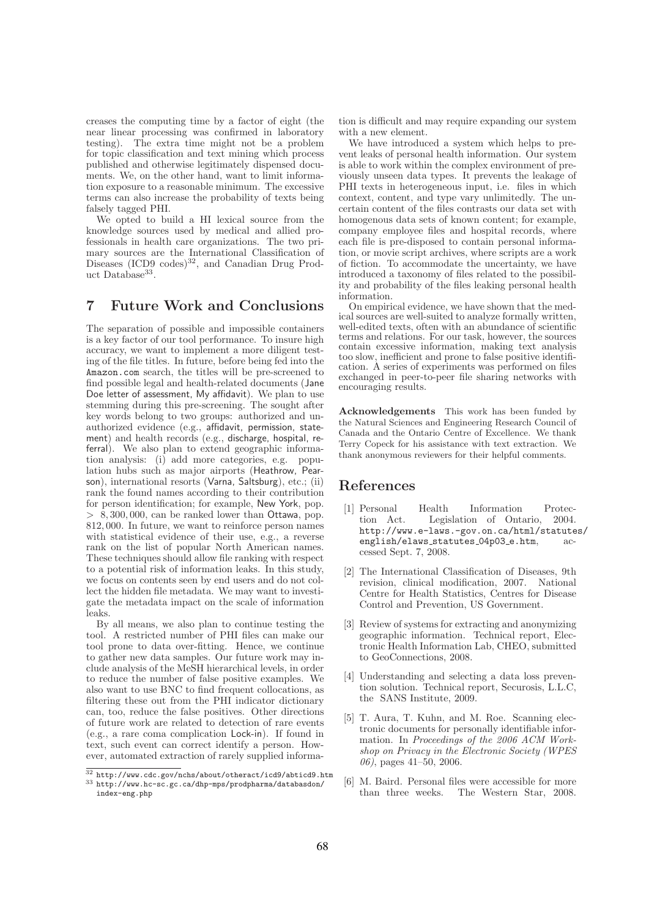creases the computing time by a factor of eight (the near linear processing was confirmed in laboratory testing). The extra time might not be a problem for topic classification and text mining which process published and otherwise legitimately dispensed documents. We, on the other hand, want to limit information exposure to a reasonable minimum. The excessive terms can also increase the probability of texts being falsely tagged PHI.

We opted to build a HI lexical source from the knowledge sources used by medical and allied professionals in health care organizations. The two primary sources are the International Classification of Diseases (ICD9 codes)[32], and Canadian Drug Product Database[33].

## 7 Future Work and Conclusions

The separation of possible and impossible containers is a key factor of our tool performance. To insure high accuracy, we want to implement a more diligent testing of the file titles. In future, before being fed into the `Amazon.com` search, the titles will be pre-screened to find possible legal and health-related documents (Jane Doe letter of assessment, My affidavit). We plan to use stemming during this pre-screening. The sought after key words belong to two groups: authorized and unauthorized evidence (e.g., affidavit, permission, statement) and health records (e.g., discharge, hospital, referral). We also plan to extend geographic information analysis: (i) add more categories, e.g. population hubs such as major airports (Heathrow, Pearson), international resorts (Varna, Saltsburg), etc.; (ii) rank the found names according to their contribution for person identification; for example, New York, pop. $> 8,300,000$, can be ranked lower than Ottawa, pop. $812,000$. In future, we want to reinforce person names with statistical evidence of their use, e.g., a reverse rank on the list of popular North American names. These techniques should allow file ranking with respect to a potential risk of information leaks. In this study, we focus on contents seen by end users and do not collect the hidden file metadata. We may want to investigate the metadata impact on the scale of information leaks.

By all means, we also plan to continue testing the tool. A restricted number of PHI files can make our tool prone to data over-fitting. Hence, we continue to gather new data samples. Our future work may include analysis of the MeSH hierarchical levels, in order to reduce the number of false positive examples. We also want to use BNC to find frequent collocations, as filtering these out from the PHI indicator dictionary can, too, reduce the false positives. Other directions of future work are related to detection of rare events (e.g., a rare coma complication Lock-in). If found in text, such event can correct identify a person. However, automated extraction of rarely supplied information is difficult and may require expanding our system with a new element.

We have introduced a system which helps to prevent leaks of personal health information. Our system is able to work within the complex environment of previously unseen data types. It prevents the leakage of PHI texts in heterogeneous input, i.e. files in which context, content, and type vary unlimitedly. The uncertain content of the files contrasts our data set with homogenous data sets of known content; for example, company employee files and hospital records, where each file is pre-disposed to contain personal information, or movie script archives, where scripts are a work of fiction. To accommodate the uncertainty, we have introduced a taxonomy of files related to the possibility and probability of the files leaking personal health information.

On empirical evidence, we have shown that the medical sources are well-suited to analyze formally written, well-edited texts, often with an abundance of scientific terms and relations. For our task, however, the sources contain excessive information, making text analysis too slow, inefficient and prone to false positive identification. A series of experiments was performed on files exchanged in peer-to-peer file sharing networks with encouraging results.

**Acknowledgements** This work has been funded by the Natural Sciences and Engineering Research Council of Canada and the Ontario Centre of Excellence. We thank Terry Copeck for his assistance with text extraction. We thank anonymous reviewers for their helpful comments.

## References

[1] Personal Health Information Protection Act. Legislation of Ontario, 2004. http://www.e-laws.-gov.on.ca/html/statutes/english/elaws_statutes_04p03_e.htm, accessed Sept. 7, 2008.

[2] The International Classification of Diseases, 9th revision, clinical modification, 2007. National Centre for Health Statistics, Centres for Disease Control and Prevention, US Government.

[3] Review of systems for extracting and anonymizing geographic information. Technical report, Electronic Health Information Lab, CHEO, submitted to GeoConnections, 2008.

[4] Understanding and selecting a data loss prevention solution. Technical report, Securosis, L.L.C, the SANS Institute, 2009.

[5] T. Aura, T. Kuhn, and M. Roe. Scanning electronic documents for personally identifiable information. In *Proceedings of the 2006 ACM Workshop on Privacy in the Electronic Society (WPES 06)*, pages 41–50, 2006.

[6] M. Baird. Personal files were accessible for more than three weeks. The Western Star, 2008.

[32] http://www.cdc.gov/nchs/about/otheract/icd9/abticd9.htm

[33] http://www.hc-sc.gc.ca/dhp-mps/prodpharma/databasdon/index-eng.php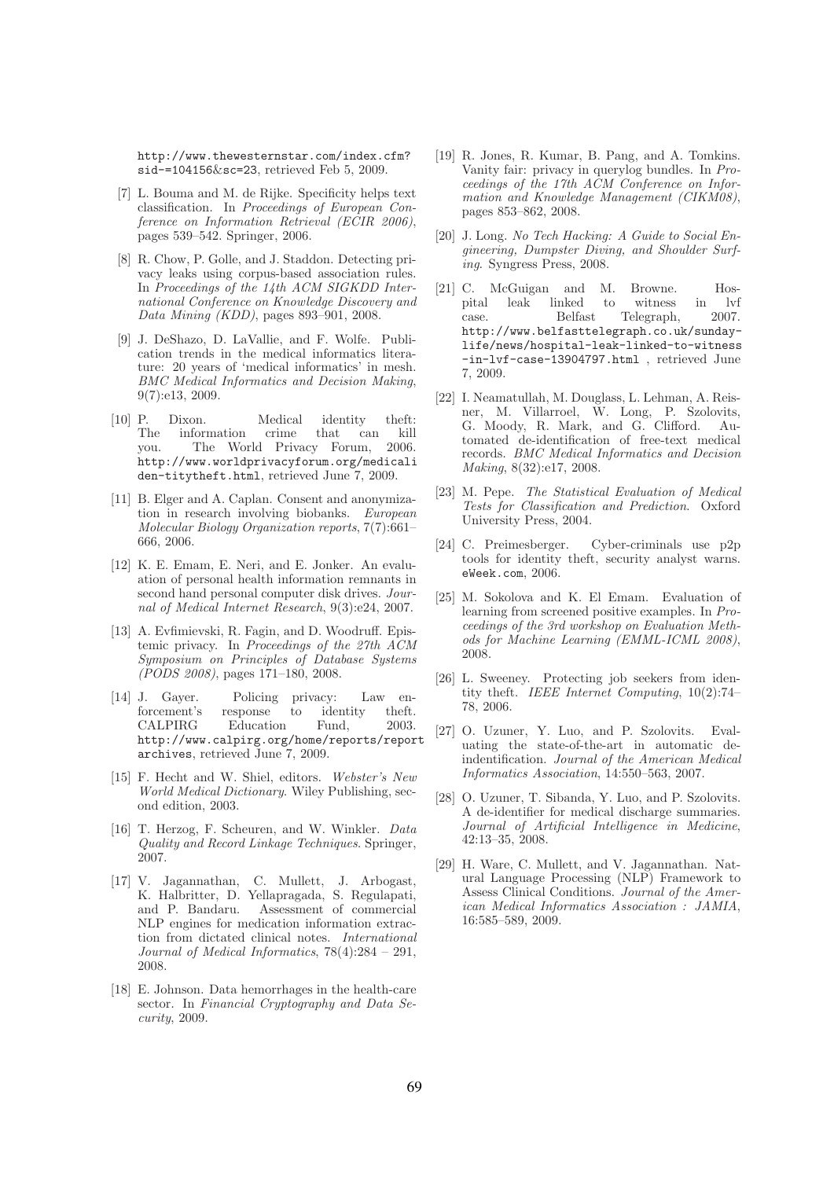http://www.thewesternstar.com/index.cfm?sid-=104156&sc=23, retrieved Feb 5, 2009.

[7] L. Bouma and M. de Rijke. Specificity helps text classification. In *Proceedings of European Conference on Information Retrieval (ECIR 2006)*, pages 539–542. Springer, 2006.

[8] R. Chow, P. Golle, and J. Staddon. Detecting privacy leaks using corpus-based association rules. In *Proceedings of the 14th ACM SIGKDD International Conference on Knowledge Discovery and Data Mining (KDD)*, pages 893–901, 2008.

[9] J. DeShazo, D. LaVallie, and F. Wolfe. Publication trends in the medical informatics literature: 20 years of 'medical informatics' in mesh. *BMC Medical Informatics and Decision Making*, 9(7):e13, 2009.

[10] P. Dixon. Medical identity theft: The information crime that can kill you. The World Privacy Forum, 2006. http://www.worldprivacyforum.org/medicalidentitytheft.html, retrieved June 7, 2009.

[11] B. Elger and A. Caplan. Consent and anonymization in research involving biobanks. *European Molecular Biology Organization reports*, 7(7):661–666, 2006.

[12] K. E. Emam, E. Neri, and E. Jonker. An evaluation of personal health information remnants in second hand personal computer disk drives. *Journal of Medical Internet Research*, 9(3):e24, 2007.

[13] A. Evfimievski, R. Fagin, and D. Woodruff. Epistemic privacy. In *Proceedings of the 27th ACM Symposium on Principles of Database Systems (PODS 2008)*, pages 171–180, 2008.

[14] J. Gayer. Policing privacy: Law enforcement's response to identity theft. CALPIRG Education Fund, 2003. http://www.calpirg.org/home/reports/reportarchives, retrieved June 7, 2009.

[15] F. Hecht and W. Shiel, editors. *Webster's New World Medical Dictionary*. Wiley Publishing, second edition, 2003.

[16] T. Herzog, F. Scheuren, and W. Winkler. *Data Quality and Record Linkage Techniques*. Springer, 2007.

[17] V. Jagannathan, C. Mullett, J. Arbogast, K. Halbritter, D. Yellapragada, S. Regulapati, and P. Bandaru. Assessment of commercial NLP engines for medication information extraction from dictated clinical notes. *International Journal of Medical Informatics*, 78(4):284 – 291, 2008.

[18] E. Johnson. Data hemorrhages in the health-care sector. In *Financial Cryptography and Data Security*, 2009.

[19] R. Jones, R. Kumar, B. Pang, and A. Tomkins. Vanity fair: privacy in querylog bundles. In *Proceedings of the 17th ACM Conference on Information and Knowledge Management (CIKM08)*, pages 853–862, 2008.

[20] J. Long. *No Tech Hacking: A Guide to Social Engineering, Dumpster Diving, and Shoulder Surfing*. Syngress Press, 2008.

[21] C. McGuigan and M. Browne. Hospital leak linked to witness in lvf case. Belfast Telegraph, 2007. http://www.belfasttelegraph.co.uk/sunday-life/news/hospital-leak-linked-to-witness-in-lvf-case-13904797.html , retrieved June 7, 2009.

[22] I. Neamatullah, M. Douglass, L. Lehman, A. Reisner, M. Villarroel, W. Long, P. Szolovits, G. Moody, R. Mark, and G. Clifford. Automated de-identification of free-text medical records. *BMC Medical Informatics and Decision Making*, 8(32):e17, 2008.

[23] M. Pepe. *The Statistical Evaluation of Medical Tests for Classification and Prediction*. Oxford University Press, 2004.

[24] C. Preimesberger. Cyber-criminals use p2p tools for identity theft, security analyst warns. eWeek.com, 2006.

[25] M. Sokolova and K. El Emam. Evaluation of learning from screened positive examples. In *Proceedings of the 3rd workshop on Evaluation Methods for Machine Learning (EMML-ICML 2008)*, 2008.

[26] L. Sweeney. Protecting job seekers from identity theft. *IEEE Internet Computing*, 10(2):74–78, 2006.

[27] O. Uzuner, Y. Luo, and P. Szolovits. Evaluating the state-of-the-art in automatic deindentification. *Journal of the American Medical Informatics Association*, 14:550–563, 2007.

[28] O. Uzuner, T. Sibanda, Y. Luo, and P. Szolovits. A de-identifier for medical discharge summaries. *Journal of Artificial Intelligence in Medicine*, 42:13–35, 2008.

[29] H. Ware, C. Mullett, and V. Jagannathan. Natural Language Processing (NLP) Framework to Assess Clinical Conditions. *Journal of the American Medical Informatics Association : JAMIA*, 16:585–589, 2009.